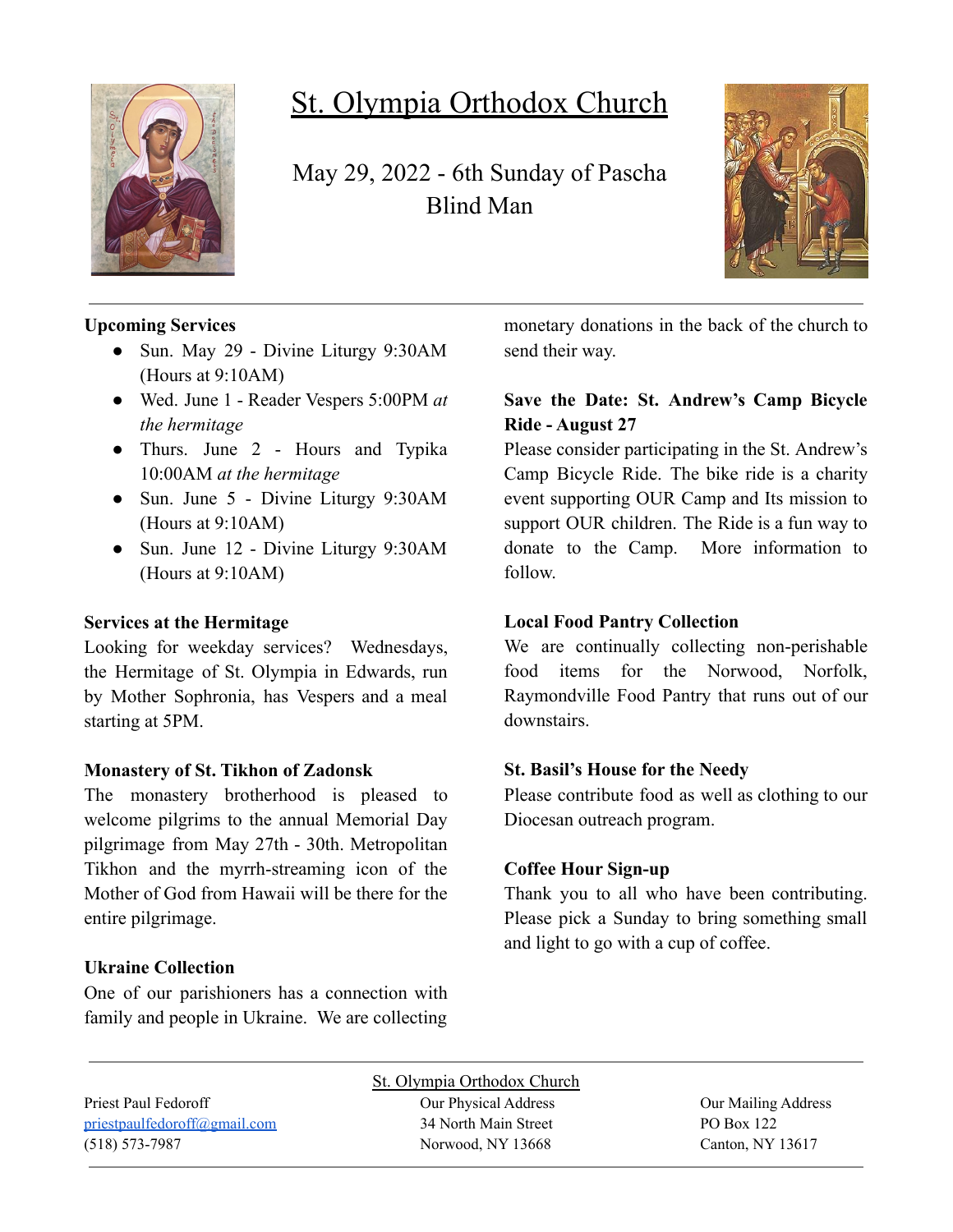# St. Olympia Orthodox Church

May 29, 2022 - 6th Sunday of Pascha
Blind Man

**Upcoming Services**

- Sun. May 29 - Divine Liturgy 9:30AM (Hours at 9:10AM)
- Wed. June 1 - Reader Vespers 5:00PM *at the hermitage*
- Thurs. June 2 - Hours and Typika 10:00AM *at the hermitage*
- Sun. June 5 - Divine Liturgy 9:30AM (Hours at 9:10AM)
- Sun. June 12 - Divine Liturgy 9:30AM (Hours at 9:10AM)

**Services at the Hermitage**

Looking for weekday services? Wednesdays, the Hermitage of St. Olympia in Edwards, run by Mother Sophronia, has Vespers and a meal starting at 5PM.

**Monastery of St. Tikhon of Zadonsk**

The monastery brotherhood is pleased to welcome pilgrims to the annual Memorial Day pilgrimage from May 27th - 30th. Metropolitan Tikhon and the myrrh-streaming icon of the Mother of God from Hawaii will be there for the entire pilgrimage.

**Ukraine Collection**

One of our parishioners has a connection with family and people in Ukraine. We are collecting monetary donations in the back of the church to send their way.

**Save the Date: St. Andrew's Camp Bicycle Ride - August 27**

Please consider participating in the St. Andrew's Camp Bicycle Ride. The bike ride is a charity event supporting OUR Camp and Its mission to support OUR children. The Ride is a fun way to donate to the Camp. More information to follow.

**Local Food Pantry Collection**

We are continually collecting non-perishable food items for the Norwood, Norfolk, Raymondville Food Pantry that runs out of our downstairs.

**St. Basil's House for the Needy**

Please contribute food as well as clothing to our Diocesan outreach program.

**Coffee Hour Sign-up**

Thank you to all who have been contributing. Please pick a Sunday to bring something small and light to go with a cup of coffee.

St. Olympia Orthodox Church

Priest Paul Fedoroff
priestpaulfedoroff@gmail.com
(518) 573-7987

Our Physical Address
34 North Main Street
Norwood, NY 13668

Our Mailing Address
PO Box 122
Canton, NY 13617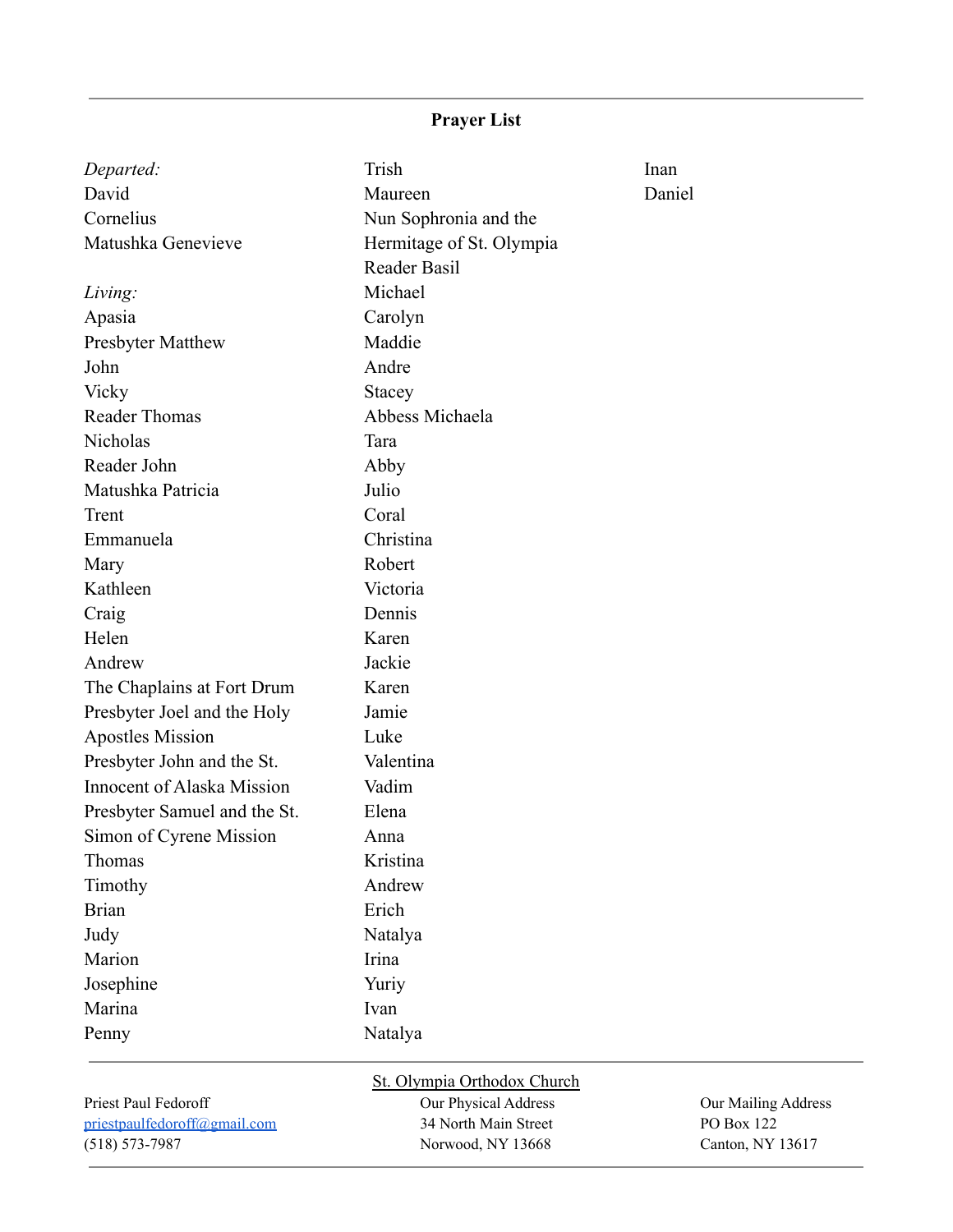**Prayer List**

*Departed:*

David
Cornelius
Matushka Genevieve

*Living:*

Apasia
Presbyter Matthew
John
Vicky
Reader Thomas
Nicholas
Reader John
Matushka Patricia
Trent
Emmanuela
Mary
Kathleen
Craig
Helen
Andrew
The Chaplains at Fort Drum
Presbyter Joel and the Holy Apostles Mission
Presbyter John and the St. Innocent of Alaska Mission
Presbyter Samuel and the St. Simon of Cyrene Mission
Thomas
Timothy
Brian
Judy
Marion
Josephine
Marina
Penny
Trish
Maureen
Nun Sophronia and the Hermitage of St. Olympia
Reader Basil
Michael
Carolyn
Maddie
Andre
Stacey
Abbess Michaela
Tara
Abby
Julio
Coral
Christina
Robert
Victoria
Dennis
Karen
Jackie
Karen
Jamie
Luke
Valentina
Vadim
Elena
Anna
Kristina
Andrew
Erich
Natalya
Irina
Yuriy
Ivan
Natalya
Inan
Daniel

---

St. Olympia Orthodox Church

Priest Paul Fedoroff
priestpaulfedoroff@gmail.com
(518) 573-7987

Our Physical Address
34 North Main Street
Norwood, NY 13668

Our Mailing Address
PO Box 122
Canton, NY 13617